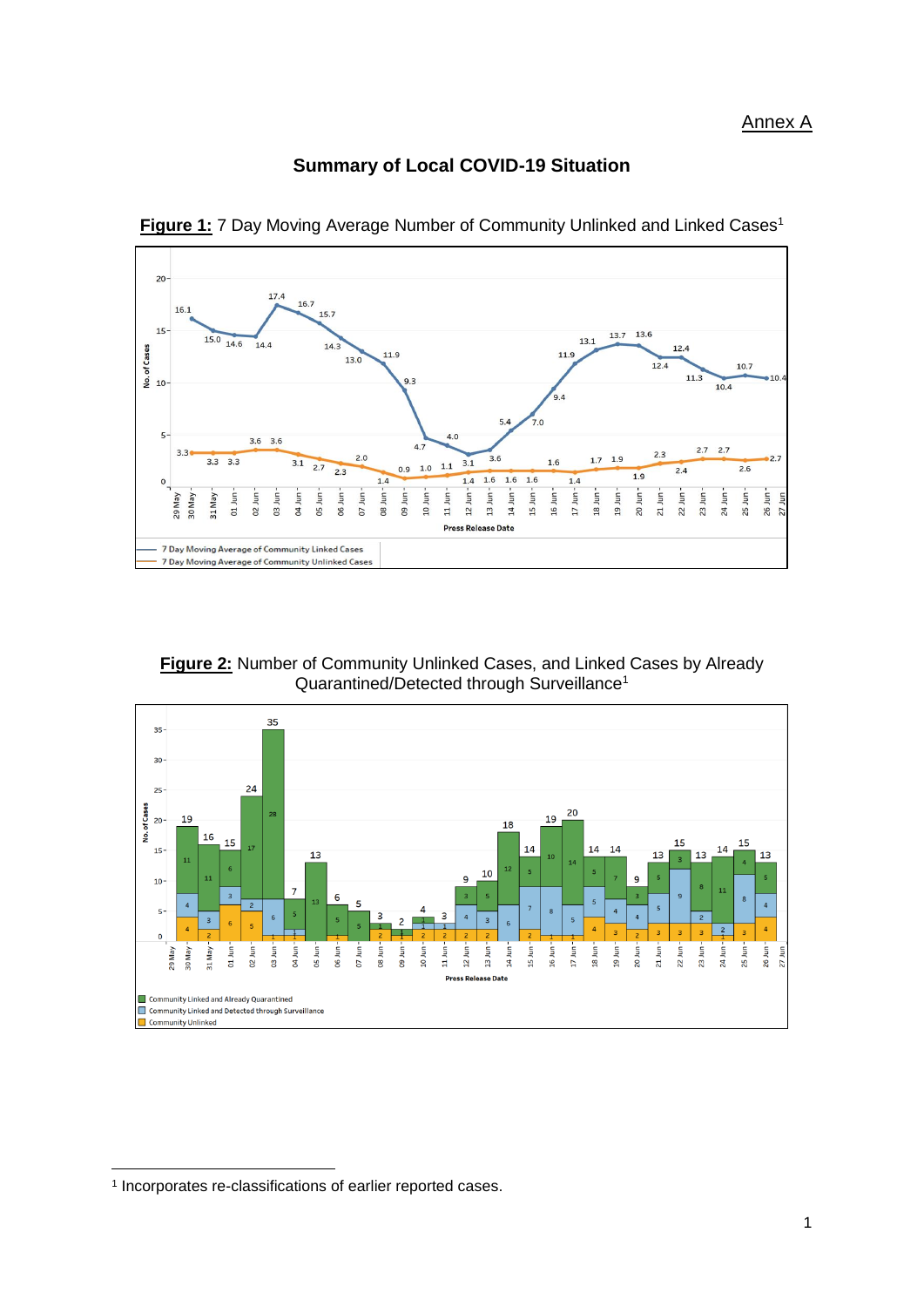Annex A

## Summary of Local COVID-19 Situation

**Figure 1:** 7 Day Moving Average Number of Community Unlinked and Linked Cases[1]

**Figure 2:** Number of Community Unlinked Cases, and Linked Cases by Already Quarantined/Detected through Surveillance[1]

[1] Incorporates re-classifications of earlier reported cases.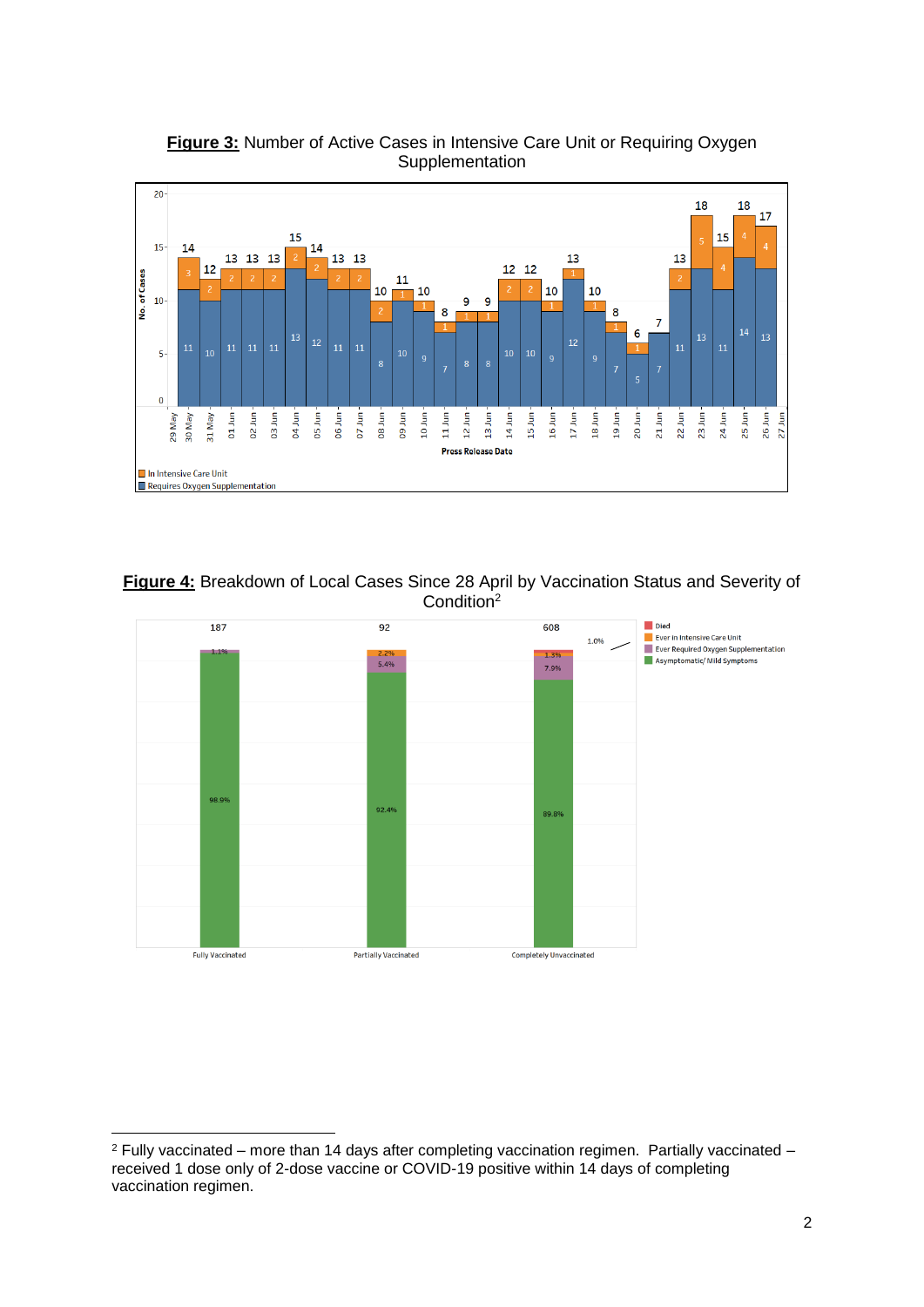**Figure 3:** Number of Active Cases in Intensive Care Unit or Requiring Oxygen Supplementation

**Figure 4:** Breakdown of Local Cases Since 28 April by Vaccination Status and Severity of Condition[2]

---

[2] Fully vaccinated – more than 14 days after completing vaccination regimen. Partially vaccinated – received 1 dose only of 2-dose vaccine or COVID-19 positive within 14 days of completing vaccination regimen.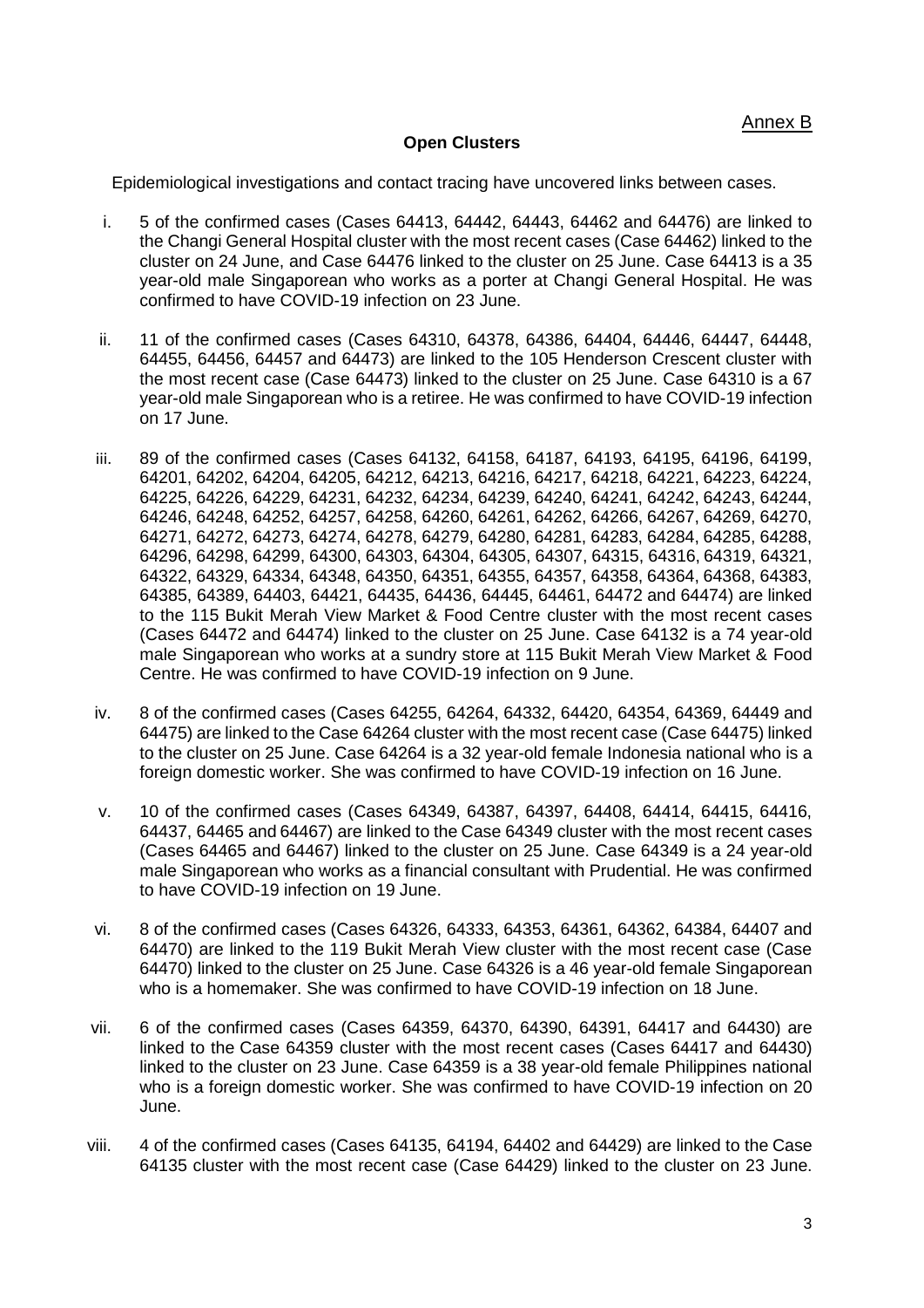Annex B

**Open Clusters**

Epidemiological investigations and contact tracing have uncovered links between cases.

i. 5 of the confirmed cases (Cases 64413, 64442, 64443, 64462 and 64476) are linked to the Changi General Hospital cluster with the most recent cases (Case 64462) linked to the cluster on 24 June, and Case 64476 linked to the cluster on 25 June. Case 64413 is a 35 year-old male Singaporean who works as a porter at Changi General Hospital. He was confirmed to have COVID-19 infection on 23 June.

ii. 11 of the confirmed cases (Cases 64310, 64378, 64386, 64404, 64446, 64447, 64448, 64455, 64456, 64457 and 64473) are linked to the 105 Henderson Crescent cluster with the most recent case (Case 64473) linked to the cluster on 25 June. Case 64310 is a 67 year-old male Singaporean who is a retiree. He was confirmed to have COVID-19 infection on 17 June.

iii. 89 of the confirmed cases (Cases 64132, 64158, 64187, 64193, 64195, 64196, 64199, 64201, 64202, 64204, 64205, 64212, 64213, 64216, 64217, 64218, 64221, 64223, 64224, 64225, 64226, 64229, 64231, 64232, 64234, 64239, 64240, 64241, 64242, 64243, 64244, 64246, 64248, 64252, 64257, 64258, 64260, 64261, 64262, 64266, 64267, 64269, 64270, 64271, 64272, 64273, 64274, 64278, 64279, 64280, 64281, 64283, 64284, 64285, 64288, 64296, 64298, 64299, 64300, 64303, 64304, 64305, 64307, 64315, 64316, 64319, 64321, 64322, 64329, 64334, 64348, 64350, 64351, 64355, 64357, 64358, 64364, 64368, 64383, 64385, 64389, 64403, 64421, 64435, 64436, 64445, 64461, 64472 and 64474) are linked to the 115 Bukit Merah View Market & Food Centre cluster with the most recent cases (Cases 64472 and 64474) linked to the cluster on 25 June. Case 64132 is a 74 year-old male Singaporean who works at a sundry store at 115 Bukit Merah View Market & Food Centre. He was confirmed to have COVID-19 infection on 9 June.

iv. 8 of the confirmed cases (Cases 64255, 64264, 64332, 64420, 64354, 64369, 64449 and 64475) are linked to the Case 64264 cluster with the most recent case (Case 64475) linked to the cluster on 25 June. Case 64264 is a 32 year-old female Indonesia national who is a foreign domestic worker. She was confirmed to have COVID-19 infection on 16 June.

v. 10 of the confirmed cases (Cases 64349, 64387, 64397, 64408, 64414, 64415, 64416, 64437, 64465 and 64467) are linked to the Case 64349 cluster with the most recent cases (Cases 64465 and 64467) linked to the cluster on 25 June. Case 64349 is a 24 year-old male Singaporean who works as a financial consultant with Prudential. He was confirmed to have COVID-19 infection on 19 June.

vi. 8 of the confirmed cases (Cases 64326, 64333, 64353, 64361, 64362, 64384, 64407 and 64470) are linked to the 119 Bukit Merah View cluster with the most recent case (Case 64470) linked to the cluster on 25 June. Case 64326 is a 46 year-old female Singaporean who is a homemaker. She was confirmed to have COVID-19 infection on 18 June.

vii. 6 of the confirmed cases (Cases 64359, 64370, 64390, 64391, 64417 and 64430) are linked to the Case 64359 cluster with the most recent cases (Cases 64417 and 64430) linked to the cluster on 23 June. Case 64359 is a 38 year-old female Philippines national who is a foreign domestic worker. She was confirmed to have COVID-19 infection on 20 June.

viii. 4 of the confirmed cases (Cases 64135, 64194, 64402 and 64429) are linked to the Case 64135 cluster with the most recent case (Case 64429) linked to the cluster on 23 June.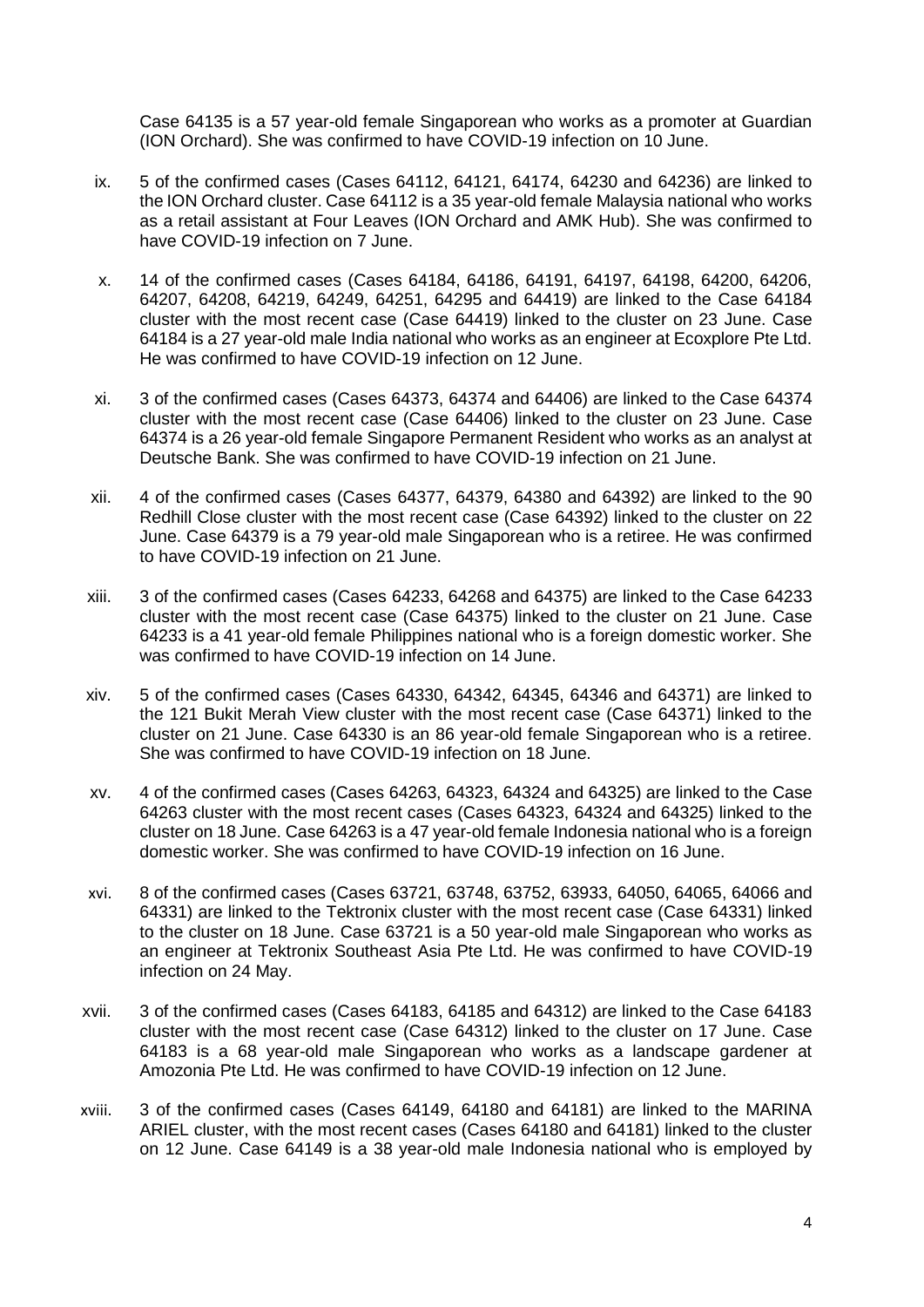Case 64135 is a 57 year-old female Singaporean who works as a promoter at Guardian (ION Orchard). She was confirmed to have COVID-19 infection on 10 June.

ix. 5 of the confirmed cases (Cases 64112, 64121, 64174, 64230 and 64236) are linked to the ION Orchard cluster. Case 64112 is a 35 year-old female Malaysia national who works as a retail assistant at Four Leaves (ION Orchard and AMK Hub). She was confirmed to have COVID-19 infection on 7 June.

x. 14 of the confirmed cases (Cases 64184, 64186, 64191, 64197, 64198, 64200, 64206, 64207, 64208, 64219, 64249, 64251, 64295 and 64419) are linked to the Case 64184 cluster with the most recent case (Case 64419) linked to the cluster on 23 June. Case 64184 is a 27 year-old male India national who works as an engineer at Ecoxplore Pte Ltd. He was confirmed to have COVID-19 infection on 12 June.

xi. 3 of the confirmed cases (Cases 64373, 64374 and 64406) are linked to the Case 64374 cluster with the most recent case (Case 64406) linked to the cluster on 23 June. Case 64374 is a 26 year-old female Singapore Permanent Resident who works as an analyst at Deutsche Bank. She was confirmed to have COVID-19 infection on 21 June.

xii. 4 of the confirmed cases (Cases 64377, 64379, 64380 and 64392) are linked to the 90 Redhill Close cluster with the most recent case (Case 64392) linked to the cluster on 22 June. Case 64379 is a 79 year-old male Singaporean who is a retiree. He was confirmed to have COVID-19 infection on 21 June.

xiii. 3 of the confirmed cases (Cases 64233, 64268 and 64375) are linked to the Case 64233 cluster with the most recent case (Case 64375) linked to the cluster on 21 June. Case 64233 is a 41 year-old female Philippines national who is a foreign domestic worker. She was confirmed to have COVID-19 infection on 14 June.

xiv. 5 of the confirmed cases (Cases 64330, 64342, 64345, 64346 and 64371) are linked to the 121 Bukit Merah View cluster with the most recent case (Case 64371) linked to the cluster on 21 June. Case 64330 is an 86 year-old female Singaporean who is a retiree. She was confirmed to have COVID-19 infection on 18 June.

xv. 4 of the confirmed cases (Cases 64263, 64323, 64324 and 64325) are linked to the Case 64263 cluster with the most recent cases (Cases 64323, 64324 and 64325) linked to the cluster on 18 June. Case 64263 is a 47 year-old female Indonesia national who is a foreign domestic worker. She was confirmed to have COVID-19 infection on 16 June.

xvi. 8 of the confirmed cases (Cases 63721, 63748, 63752, 63933, 64050, 64065, 64066 and 64331) are linked to the Tektronix cluster with the most recent case (Case 64331) linked to the cluster on 18 June. Case 63721 is a 50 year-old male Singaporean who works as an engineer at Tektronix Southeast Asia Pte Ltd. He was confirmed to have COVID-19 infection on 24 May.

xvii. 3 of the confirmed cases (Cases 64183, 64185 and 64312) are linked to the Case 64183 cluster with the most recent case (Case 64312) linked to the cluster on 17 June. Case 64183 is a 68 year-old male Singaporean who works as a landscape gardener at Amozonia Pte Ltd. He was confirmed to have COVID-19 infection on 12 June.

xviii. 3 of the confirmed cases (Cases 64149, 64180 and 64181) are linked to the MARINA ARIEL cluster, with the most recent cases (Cases 64180 and 64181) linked to the cluster on 12 June. Case 64149 is a 38 year-old male Indonesia national who is employed by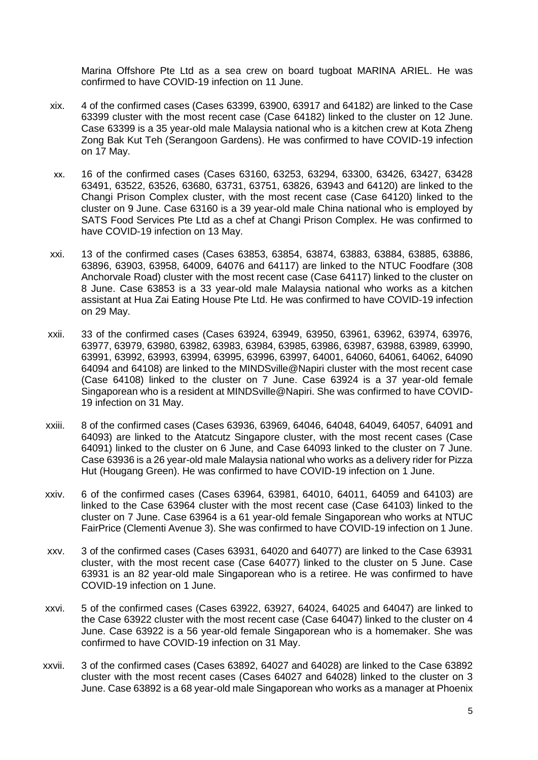Marina Offshore Pte Ltd as a sea crew on board tugboat MARINA ARIEL. He was confirmed to have COVID-19 infection on 11 June.

xix. 4 of the confirmed cases (Cases 63399, 63900, 63917 and 64182) are linked to the Case 63399 cluster with the most recent case (Case 64182) linked to the cluster on 12 June. Case 63399 is a 35 year-old male Malaysia national who is a kitchen crew at Kota Zheng Zong Bak Kut Teh (Serangoon Gardens). He was confirmed to have COVID-19 infection on 17 May.

xx. 16 of the confirmed cases (Cases 63160, 63253, 63294, 63300, 63426, 63427, 63428 63491, 63522, 63526, 63680, 63731, 63751, 63826, 63943 and 64120) are linked to the Changi Prison Complex cluster, with the most recent case (Case 64120) linked to the cluster on 9 June. Case 63160 is a 39 year-old male China national who is employed by SATS Food Services Pte Ltd as a chef at Changi Prison Complex. He was confirmed to have COVID-19 infection on 13 May.

xxi. 13 of the confirmed cases (Cases 63853, 63854, 63874, 63883, 63884, 63885, 63886, 63896, 63903, 63958, 64009, 64076 and 64117) are linked to the NTUC Foodfare (308 Anchorvale Road) cluster with the most recent case (Case 64117) linked to the cluster on 8 June. Case 63853 is a 33 year-old male Malaysia national who works as a kitchen assistant at Hua Zai Eating House Pte Ltd. He was confirmed to have COVID-19 infection on 29 May.

xxii. 33 of the confirmed cases (Cases 63924, 63949, 63950, 63961, 63962, 63974, 63976, 63977, 63979, 63980, 63982, 63983, 63984, 63985, 63986, 63987, 63988, 63989, 63990, 63991, 63992, 63993, 63994, 63995, 63996, 63997, 64001, 64060, 64061, 64062, 64090 64094 and 64108) are linked to the MINDSville@Napiri cluster with the most recent case (Case 64108) linked to the cluster on 7 June. Case 63924 is a 37 year-old female Singaporean who is a resident at MINDSville@Napiri. She was confirmed to have COVID-19 infection on 31 May.

xxiii. 8 of the confirmed cases (Cases 63936, 63969, 64046, 64048, 64049, 64057, 64091 and 64093) are linked to the Atatcutz Singapore cluster, with the most recent cases (Case 64091) linked to the cluster on 6 June, and Case 64093 linked to the cluster on 7 June. Case 63936 is a 26 year-old male Malaysia national who works as a delivery rider for Pizza Hut (Hougang Green). He was confirmed to have COVID-19 infection on 1 June.

xxiv. 6 of the confirmed cases (Cases 63964, 63981, 64010, 64011, 64059 and 64103) are linked to the Case 63964 cluster with the most recent case (Case 64103) linked to the cluster on 7 June. Case 63964 is a 61 year-old female Singaporean who works at NTUC FairPrice (Clementi Avenue 3). She was confirmed to have COVID-19 infection on 1 June.

xxv. 3 of the confirmed cases (Cases 63931, 64020 and 64077) are linked to the Case 63931 cluster, with the most recent case (Case 64077) linked to the cluster on 5 June. Case 63931 is an 82 year-old male Singaporean who is a retiree. He was confirmed to have COVID-19 infection on 1 June.

xxvi. 5 of the confirmed cases (Cases 63922, 63927, 64024, 64025 and 64047) are linked to the Case 63922 cluster with the most recent case (Case 64047) linked to the cluster on 4 June. Case 63922 is a 56 year-old female Singaporean who is a homemaker. She was confirmed to have COVID-19 infection on 31 May.

xxvii. 3 of the confirmed cases (Cases 63892, 64027 and 64028) are linked to the Case 63892 cluster with the most recent cases (Cases 64027 and 64028) linked to the cluster on 3 June. Case 63892 is a 68 year-old male Singaporean who works as a manager at Phoenix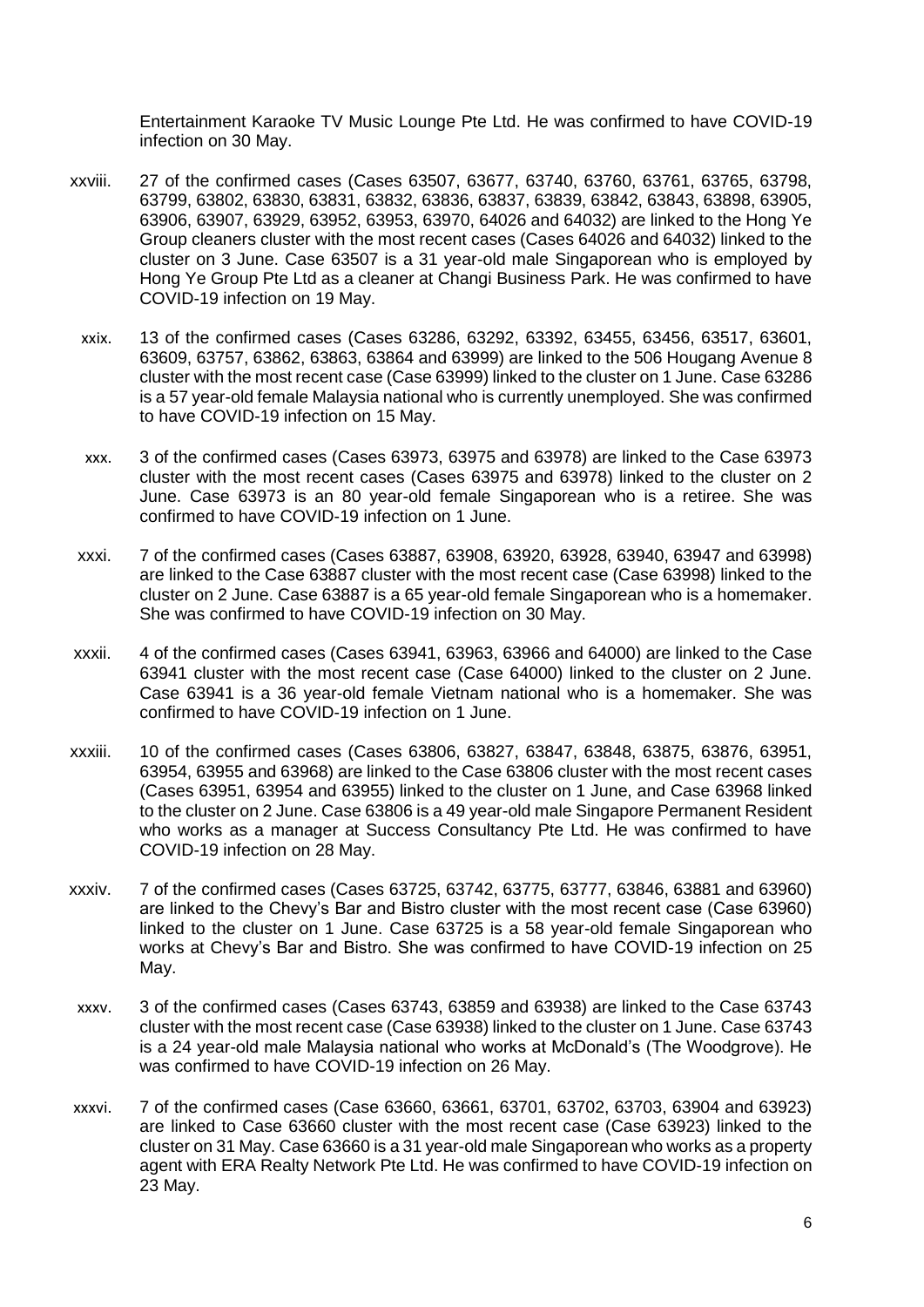Entertainment Karaoke TV Music Lounge Pte Ltd. He was confirmed to have COVID-19 infection on 30 May.

xxviii. 27 of the confirmed cases (Cases 63507, 63677, 63740, 63760, 63761, 63765, 63798, 63799, 63802, 63830, 63831, 63832, 63836, 63837, 63839, 63842, 63843, 63898, 63905, 63906, 63907, 63929, 63952, 63953, 63970, 64026 and 64032) are linked to the Hong Ye Group cleaners cluster with the most recent cases (Cases 64026 and 64032) linked to the cluster on 3 June. Case 63507 is a 31 year-old male Singaporean who is employed by Hong Ye Group Pte Ltd as a cleaner at Changi Business Park. He was confirmed to have COVID-19 infection on 19 May.

xxix. 13 of the confirmed cases (Cases 63286, 63292, 63392, 63455, 63456, 63517, 63601, 63609, 63757, 63862, 63863, 63864 and 63999) are linked to the 506 Hougang Avenue 8 cluster with the most recent case (Case 63999) linked to the cluster on 1 June. Case 63286 is a 57 year-old female Malaysia national who is currently unemployed. She was confirmed to have COVID-19 infection on 15 May.

xxx. 3 of the confirmed cases (Cases 63973, 63975 and 63978) are linked to the Case 63973 cluster with the most recent cases (Cases 63975 and 63978) linked to the cluster on 2 June. Case 63973 is an 80 year-old female Singaporean who is a retiree. She was confirmed to have COVID-19 infection on 1 June.

xxxi. 7 of the confirmed cases (Cases 63887, 63908, 63920, 63928, 63940, 63947 and 63998) are linked to the Case 63887 cluster with the most recent case (Case 63998) linked to the cluster on 2 June. Case 63887 is a 65 year-old female Singaporean who is a homemaker. She was confirmed to have COVID-19 infection on 30 May.

xxxii. 4 of the confirmed cases (Cases 63941, 63963, 63966 and 64000) are linked to the Case 63941 cluster with the most recent case (Case 64000) linked to the cluster on 2 June. Case 63941 is a 36 year-old female Vietnam national who is a homemaker. She was confirmed to have COVID-19 infection on 1 June.

xxxiii. 10 of the confirmed cases (Cases 63806, 63827, 63847, 63848, 63875, 63876, 63951, 63954, 63955 and 63968) are linked to the Case 63806 cluster with the most recent cases (Cases 63951, 63954 and 63955) linked to the cluster on 1 June, and Case 63968 linked to the cluster on 2 June. Case 63806 is a 49 year-old male Singapore Permanent Resident who works as a manager at Success Consultancy Pte Ltd. He was confirmed to have COVID-19 infection on 28 May.

xxxiv. 7 of the confirmed cases (Cases 63725, 63742, 63775, 63777, 63846, 63881 and 63960) are linked to the Chevy's Bar and Bistro cluster with the most recent case (Case 63960) linked to the cluster on 1 June. Case 63725 is a 58 year-old female Singaporean who works at Chevy's Bar and Bistro. She was confirmed to have COVID-19 infection on 25 May.

xxxv. 3 of the confirmed cases (Cases 63743, 63859 and 63938) are linked to the Case 63743 cluster with the most recent case (Case 63938) linked to the cluster on 1 June. Case 63743 is a 24 year-old male Malaysia national who works at McDonald's (The Woodgrove). He was confirmed to have COVID-19 infection on 26 May.

xxxvi. 7 of the confirmed cases (Case 63660, 63661, 63701, 63702, 63703, 63904 and 63923) are linked to Case 63660 cluster with the most recent case (Case 63923) linked to the cluster on 31 May. Case 63660 is a 31 year-old male Singaporean who works as a property agent with ERA Realty Network Pte Ltd. He was confirmed to have COVID-19 infection on 23 May.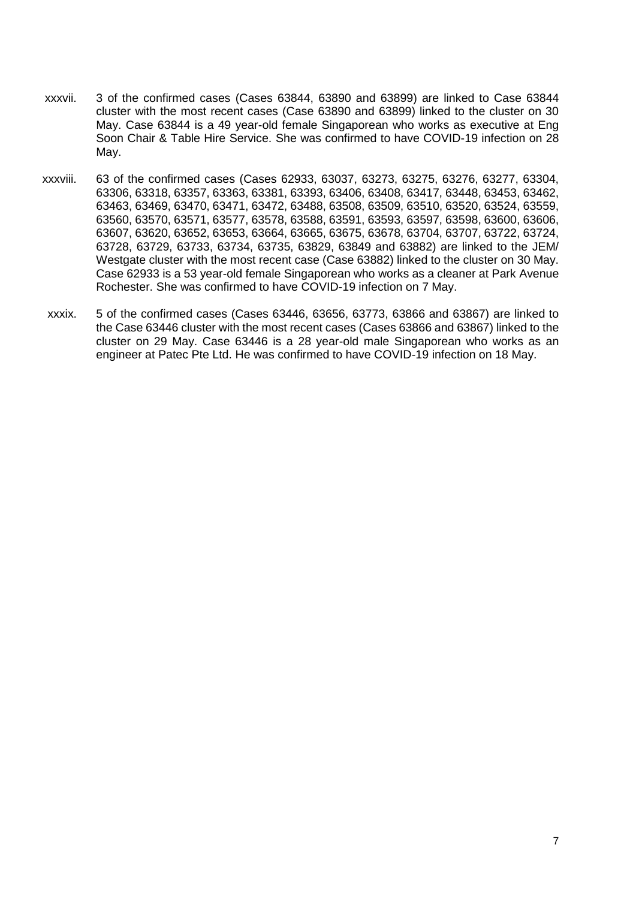xxxvii. 3 of the confirmed cases (Cases 63844, 63890 and 63899) are linked to Case 63844 cluster with the most recent cases (Case 63890 and 63899) linked to the cluster on 30 May. Case 63844 is a 49 year-old female Singaporean who works as executive at Eng Soon Chair & Table Hire Service. She was confirmed to have COVID-19 infection on 28 May.

xxxviii. 63 of the confirmed cases (Cases 62933, 63037, 63273, 63275, 63276, 63277, 63304, 63306, 63318, 63357, 63363, 63381, 63393, 63406, 63408, 63417, 63448, 63453, 63462, 63463, 63469, 63470, 63471, 63472, 63488, 63508, 63509, 63510, 63520, 63524, 63559, 63560, 63570, 63571, 63577, 63578, 63588, 63591, 63593, 63597, 63598, 63600, 63606, 63607, 63620, 63652, 63653, 63664, 63665, 63675, 63678, 63704, 63707, 63722, 63724, 63728, 63729, 63733, 63734, 63735, 63829, 63849 and 63882) are linked to the JEM/ Westgate cluster with the most recent case (Case 63882) linked to the cluster on 30 May. Case 62933 is a 53 year-old female Singaporean who works as a cleaner at Park Avenue Rochester. She was confirmed to have COVID-19 infection on 7 May.

xxxix. 5 of the confirmed cases (Cases 63446, 63656, 63773, 63866 and 63867) are linked to the Case 63446 cluster with the most recent cases (Cases 63866 and 63867) linked to the cluster on 29 May. Case 63446 is a 28 year-old male Singaporean who works as an engineer at Patec Pte Ltd. He was confirmed to have COVID-19 infection on 18 May.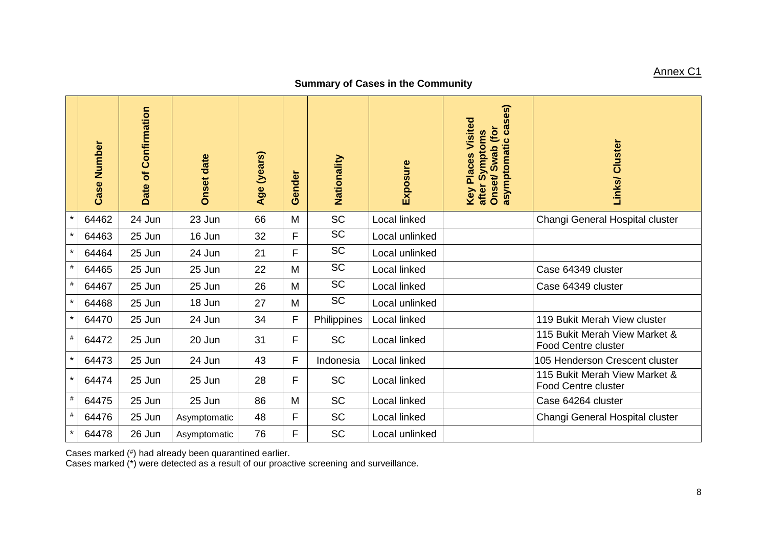Annex C1

## Summary of Cases in the Community

| | Case Number | Date of Confirmation | Onset date | Age (years) | Gender | Nationality | Exposure | Key Places Visited after Symptoms Onset/ Swab (for asymptomatic cases) | Links/ Cluster |
|---|---|---|---|---|---|---|---|---|---|
| * | 64462 | 24 Jun | 23 Jun | 66 | M | SC | Local linked | | Changi General Hospital cluster |
| * | 64463 | 25 Jun | 16 Jun | 32 | F | SC | Local unlinked | | |
| * | 64464 | 25 Jun | 24 Jun | 21 | F | SC | Local unlinked | | |
| # | 64465 | 25 Jun | 25 Jun | 22 | M | SC | Local linked | | Case 64349 cluster |
| # | 64467 | 25 Jun | 25 Jun | 26 | M | SC | Local linked | | Case 64349 cluster |
| * | 64468 | 25 Jun | 18 Jun | 27 | M | SC | Local unlinked | | |
| * | 64470 | 25 Jun | 24 Jun | 34 | F | Philippines | Local linked | | 119 Bukit Merah View cluster |
| # | 64472 | 25 Jun | 20 Jun | 31 | F | SC | Local linked | | 115 Bukit Merah View Market & Food Centre cluster |
| * | 64473 | 25 Jun | 24 Jun | 43 | F | Indonesia | Local linked | | 105 Henderson Crescent cluster |
| * | 64474 | 25 Jun | 25 Jun | 28 | F | SC | Local linked | | 115 Bukit Merah View Market & Food Centre cluster |
| # | 64475 | 25 Jun | 25 Jun | 86 | M | SC | Local linked | | Case 64264 cluster |
| # | 64476 | 25 Jun | Asymptomatic | 48 | F | SC | Local linked | | Changi General Hospital cluster |
| * | 64478 | 26 Jun | Asymptomatic | 76 | F | SC | Local unlinked | | |

Cases marked (#) had already been quarantined earlier.
Cases marked (*) were detected as a result of our proactive screening and surveillance.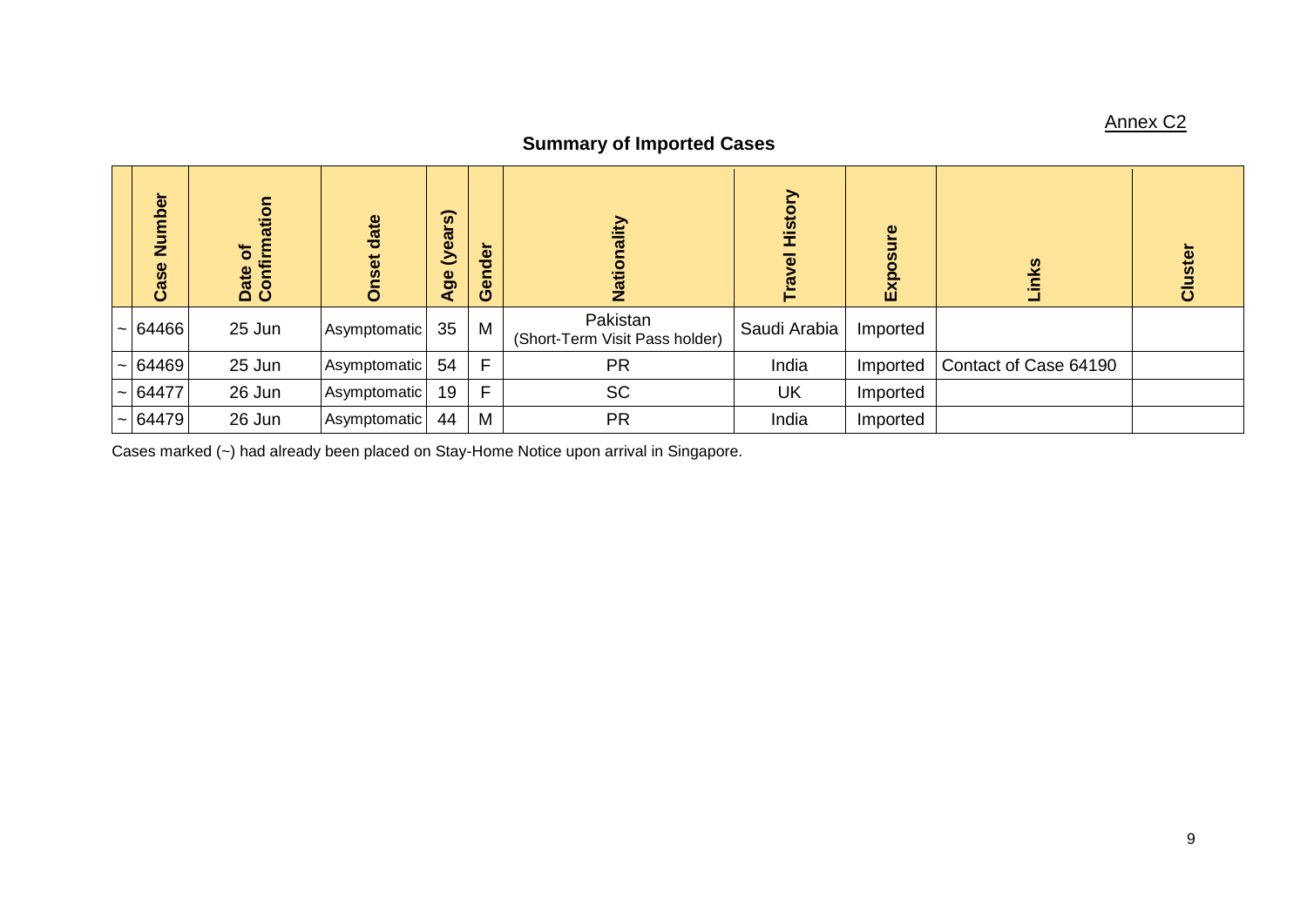Annex C2

## Summary of Imported Cases

| | Case Number | Date of Confirmation | Onset date | Age (years) | Gender | Nationality | Travel History | Exposure | Links | Cluster |
|---|---|---|---|---|---|---|---|---|---|---|
| ~ | 64466 | 25 Jun | Asymptomatic | 35 | M | Pakistan (Short-Term Visit Pass holder) | Saudi Arabia | Imported | | |
| ~ | 64469 | 25 Jun | Asymptomatic | 54 | F | PR | India | Imported | Contact of Case 64190 | |
| ~ | 64477 | 26 Jun | Asymptomatic | 19 | F | SC | UK | Imported | | |
| ~ | 64479 | 26 Jun | Asymptomatic | 44 | M | PR | India | Imported | | |

Cases marked (~) had already been placed on Stay-Home Notice upon arrival in Singapore.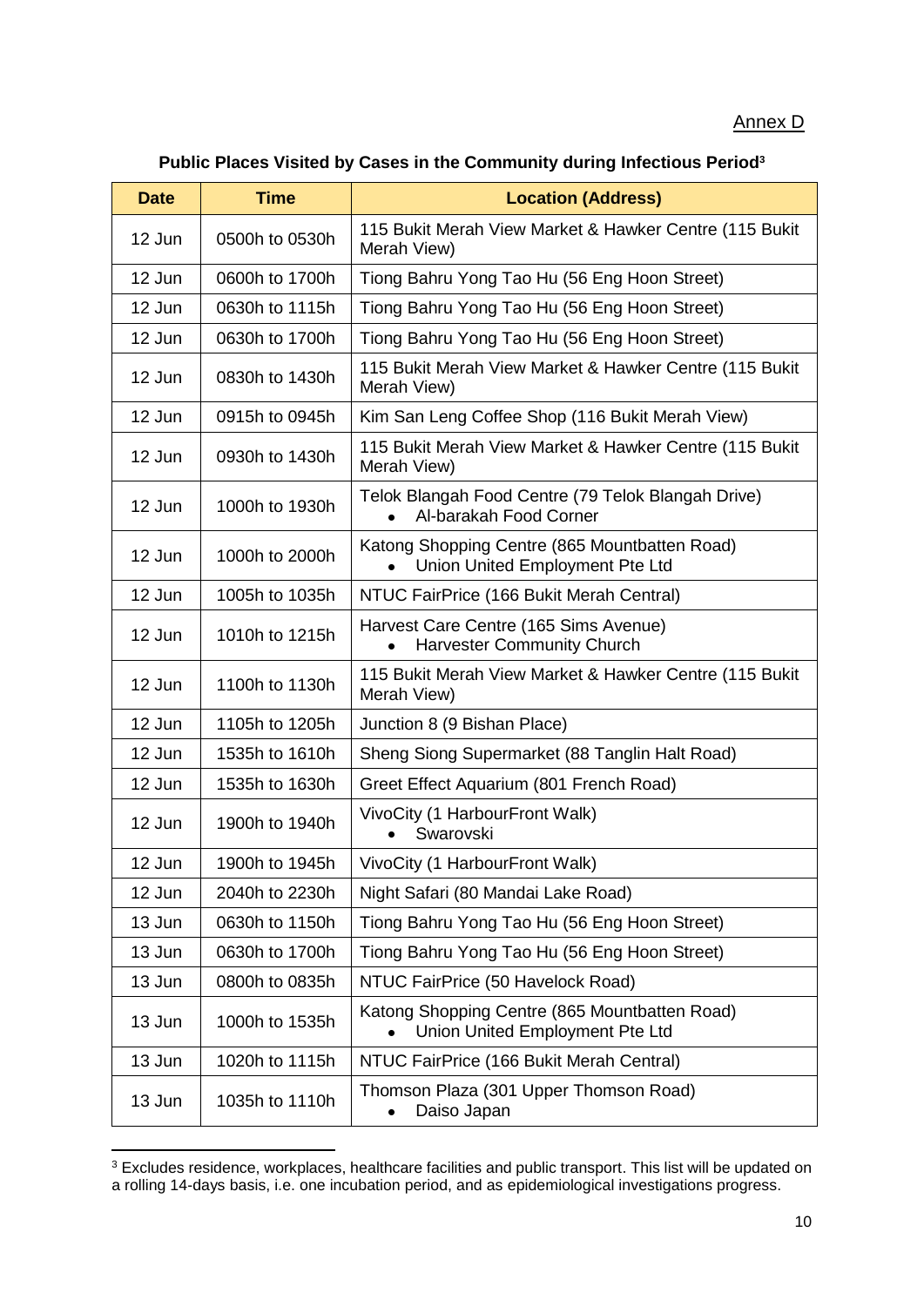Annex D

**Public Places Visited by Cases in the Community during Infectious Period[3]**

| Date | Time | Location (Address) |
|---|---|---|
| 12 Jun | 0500h to 0530h | 115 Bukit Merah View Market & Hawker Centre (115 Bukit Merah View) |
| 12 Jun | 0600h to 1700h | Tiong Bahru Yong Tao Hu (56 Eng Hoon Street) |
| 12 Jun | 0630h to 1115h | Tiong Bahru Yong Tao Hu (56 Eng Hoon Street) |
| 12 Jun | 0630h to 1700h | Tiong Bahru Yong Tao Hu (56 Eng Hoon Street) |
| 12 Jun | 0830h to 1430h | 115 Bukit Merah View Market & Hawker Centre (115 Bukit Merah View) |
| 12 Jun | 0915h to 0945h | Kim San Leng Coffee Shop (116 Bukit Merah View) |
| 12 Jun | 0930h to 1430h | 115 Bukit Merah View Market & Hawker Centre (115 Bukit Merah View) |
| 12 Jun | 1000h to 1930h | Telok Blangah Food Centre (79 Telok Blangah Drive)<br>• Al-barakah Food Corner |
| 12 Jun | 1000h to 2000h | Katong Shopping Centre (865 Mountbatten Road)<br>• Union United Employment Pte Ltd |
| 12 Jun | 1005h to 1035h | NTUC FairPrice (166 Bukit Merah Central) |
| 12 Jun | 1010h to 1215h | Harvest Care Centre (165 Sims Avenue)<br>• Harvester Community Church |
| 12 Jun | 1100h to 1130h | 115 Bukit Merah View Market & Hawker Centre (115 Bukit Merah View) |
| 12 Jun | 1105h to 1205h | Junction 8 (9 Bishan Place) |
| 12 Jun | 1535h to 1610h | Sheng Siong Supermarket (88 Tanglin Halt Road) |
| 12 Jun | 1535h to 1630h | Greet Effect Aquarium (801 French Road) |
| 12 Jun | 1900h to 1940h | VivoCity (1 HarbourFront Walk)<br>• Swarovski |
| 12 Jun | 1900h to 1945h | VivoCity (1 HarbourFront Walk) |
| 12 Jun | 2040h to 2230h | Night Safari (80 Mandai Lake Road) |
| 13 Jun | 0630h to 1150h | Tiong Bahru Yong Tao Hu (56 Eng Hoon Street) |
| 13 Jun | 0630h to 1700h | Tiong Bahru Yong Tao Hu (56 Eng Hoon Street) |
| 13 Jun | 0800h to 0835h | NTUC FairPrice (50 Havelock Road) |
| 13 Jun | 1000h to 1535h | Katong Shopping Centre (865 Mountbatten Road)<br>• Union United Employment Pte Ltd |
| 13 Jun | 1020h to 1115h | NTUC FairPrice (166 Bukit Merah Central) |
| 13 Jun | 1035h to 1110h | Thomson Plaza (301 Upper Thomson Road)<br>• Daiso Japan |

[3] Excludes residence, workplaces, healthcare facilities and public transport. This list will be updated on a rolling 14-days basis, i.e. one incubation period, and as epidemiological investigations progress.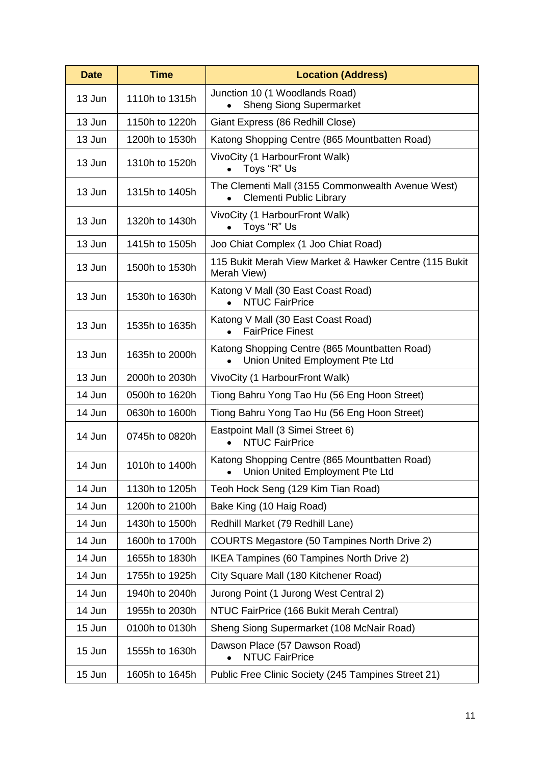| Date | Time | Location (Address) |
|---|---|---|
| 13 Jun | 1110h to 1315h | Junction 10 (1 Woodlands Road)<br>• Sheng Siong Supermarket |
| 13 Jun | 1150h to 1220h | Giant Express (86 Redhill Close) |
| 13 Jun | 1200h to 1530h | Katong Shopping Centre (865 Mountbatten Road) |
| 13 Jun | 1310h to 1520h | VivoCity (1 HarbourFront Walk)<br>• Toys “R” Us |
| 13 Jun | 1315h to 1405h | The Clementi Mall (3155 Commonwealth Avenue West)<br>• Clementi Public Library |
| 13 Jun | 1320h to 1430h | VivoCity (1 HarbourFront Walk)<br>• Toys “R” Us |
| 13 Jun | 1415h to 1505h | Joo Chiat Complex (1 Joo Chiat Road) |
| 13 Jun | 1500h to 1530h | 115 Bukit Merah View Market & Hawker Centre (115 Bukit Merah View) |
| 13 Jun | 1530h to 1630h | Katong V Mall (30 East Coast Road)<br>• NTUC FairPrice |
| 13 Jun | 1535h to 1635h | Katong V Mall (30 East Coast Road)<br>• FairPrice Finest |
| 13 Jun | 1635h to 2000h | Katong Shopping Centre (865 Mountbatten Road)<br>• Union United Employment Pte Ltd |
| 13 Jun | 2000h to 2030h | VivoCity (1 HarbourFront Walk) |
| 14 Jun | 0500h to 1620h | Tiong Bahru Yong Tao Hu (56 Eng Hoon Street) |
| 14 Jun | 0630h to 1600h | Tiong Bahru Yong Tao Hu (56 Eng Hoon Street) |
| 14 Jun | 0745h to 0820h | Eastpoint Mall (3 Simei Street 6)<br>• NTUC FairPrice |
| 14 Jun | 1010h to 1400h | Katong Shopping Centre (865 Mountbatten Road)<br>• Union United Employment Pte Ltd |
| 14 Jun | 1130h to 1205h | Teoh Hock Seng (129 Kim Tian Road) |
| 14 Jun | 1200h to 2100h | Bake King (10 Haig Road) |
| 14 Jun | 1430h to 1500h | Redhill Market (79 Redhill Lane) |
| 14 Jun | 1600h to 1700h | COURTS Megastore (50 Tampines North Drive 2) |
| 14 Jun | 1655h to 1830h | IKEA Tampines (60 Tampines North Drive 2) |
| 14 Jun | 1755h to 1925h | City Square Mall (180 Kitchener Road) |
| 14 Jun | 1940h to 2040h | Jurong Point (1 Jurong West Central 2) |
| 14 Jun | 1955h to 2030h | NTUC FairPrice (166 Bukit Merah Central) |
| 15 Jun | 0100h to 0130h | Sheng Siong Supermarket (108 McNair Road) |
| 15 Jun | 1555h to 1630h | Dawson Place (57 Dawson Road)<br>• NTUC FairPrice |
| 15 Jun | 1605h to 1645h | Public Free Clinic Society (245 Tampines Street 21) |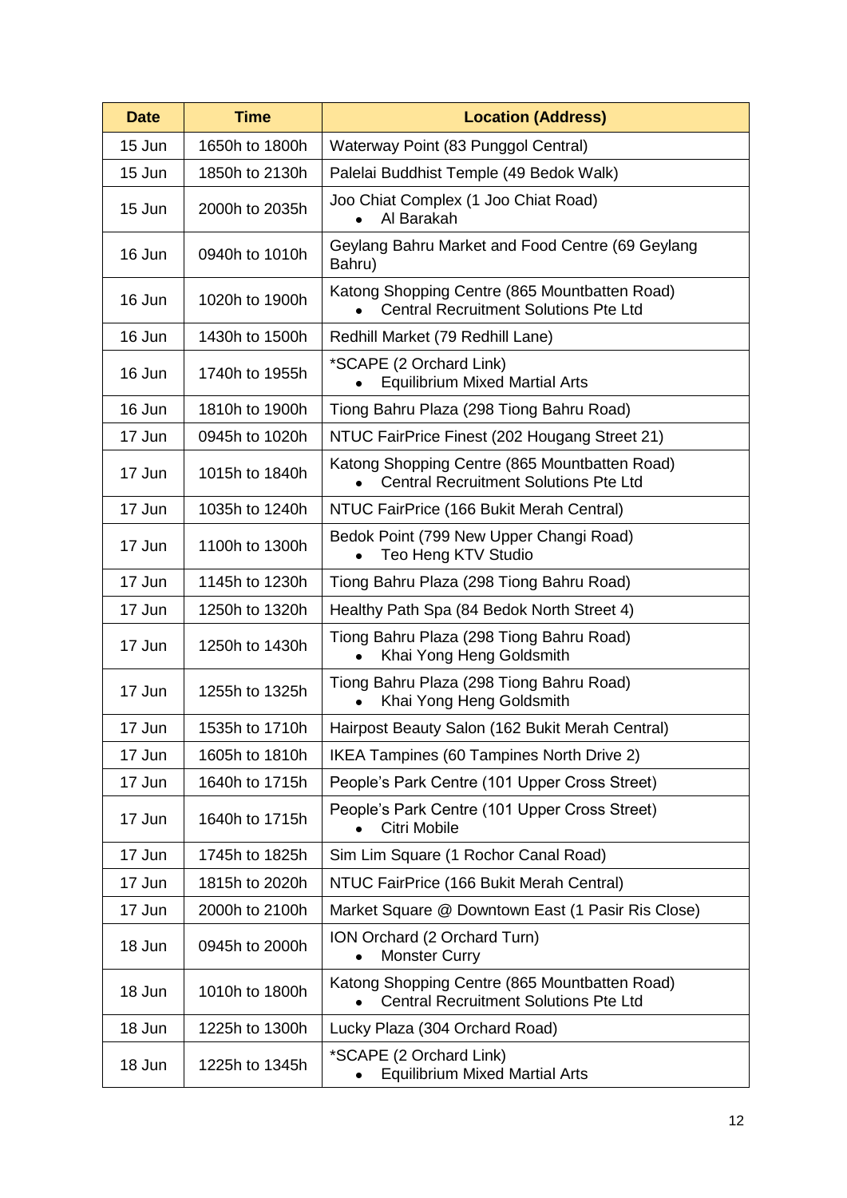| Date | Time | Location (Address) |
|---|---|---|
| 15 Jun | 1650h to 1800h | Waterway Point (83 Punggol Central) |
| 15 Jun | 1850h to 2130h | Palelai Buddhist Temple (49 Bedok Walk) |
| 15 Jun | 2000h to 2035h | Joo Chiat Complex (1 Joo Chiat Road)<br>• Al Barakah |
| 16 Jun | 0940h to 1010h | Geylang Bahru Market and Food Centre (69 Geylang Bahru) |
| 16 Jun | 1020h to 1900h | Katong Shopping Centre (865 Mountbatten Road)<br>• Central Recruitment Solutions Pte Ltd |
| 16 Jun | 1430h to 1500h | Redhill Market (79 Redhill Lane) |
| 16 Jun | 1740h to 1955h | *SCAPE (2 Orchard Link)<br>• Equilibrium Mixed Martial Arts |
| 16 Jun | 1810h to 1900h | Tiong Bahru Plaza (298 Tiong Bahru Road) |
| 17 Jun | 0945h to 1020h | NTUC FairPrice Finest (202 Hougang Street 21) |
| 17 Jun | 1015h to 1840h | Katong Shopping Centre (865 Mountbatten Road)<br>• Central Recruitment Solutions Pte Ltd |
| 17 Jun | 1035h to 1240h | NTUC FairPrice (166 Bukit Merah Central) |
| 17 Jun | 1100h to 1300h | Bedok Point (799 New Upper Changi Road)<br>• Teo Heng KTV Studio |
| 17 Jun | 1145h to 1230h | Tiong Bahru Plaza (298 Tiong Bahru Road) |
| 17 Jun | 1250h to 1320h | Healthy Path Spa (84 Bedok North Street 4) |
| 17 Jun | 1250h to 1430h | Tiong Bahru Plaza (298 Tiong Bahru Road)<br>• Khai Yong Heng Goldsmith |
| 17 Jun | 1255h to 1325h | Tiong Bahru Plaza (298 Tiong Bahru Road)<br>• Khai Yong Heng Goldsmith |
| 17 Jun | 1535h to 1710h | Hairpost Beauty Salon (162 Bukit Merah Central) |
| 17 Jun | 1605h to 1810h | IKEA Tampines (60 Tampines North Drive 2) |
| 17 Jun | 1640h to 1715h | People's Park Centre (101 Upper Cross Street) |
| 17 Jun | 1640h to 1715h | People's Park Centre (101 Upper Cross Street)<br>• Citri Mobile |
| 17 Jun | 1745h to 1825h | Sim Lim Square (1 Rochor Canal Road) |
| 17 Jun | 1815h to 2020h | NTUC FairPrice (166 Bukit Merah Central) |
| 17 Jun | 2000h to 2100h | Market Square @ Downtown East (1 Pasir Ris Close) |
| 18 Jun | 0945h to 2000h | ION Orchard (2 Orchard Turn)<br>• Monster Curry |
| 18 Jun | 1010h to 1800h | Katong Shopping Centre (865 Mountbatten Road)<br>• Central Recruitment Solutions Pte Ltd |
| 18 Jun | 1225h to 1300h | Lucky Plaza (304 Orchard Road) |
| 18 Jun | 1225h to 1345h | *SCAPE (2 Orchard Link)<br>• Equilibrium Mixed Martial Arts |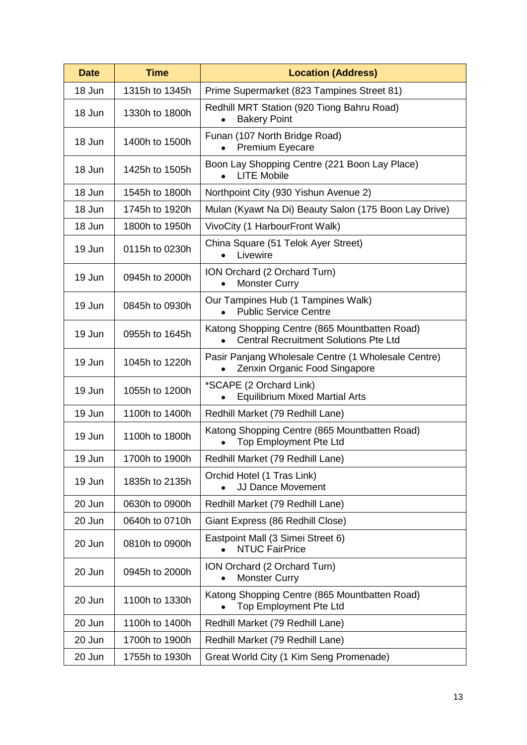| Date | Time | Location (Address) |
| --- | --- | --- |
| 18 Jun | 1315h to 1345h | Prime Supermarket (823 Tampines Street 81) |
| 18 Jun | 1330h to 1800h | Redhill MRT Station (920 Tiong Bahru Road)<br>• Bakery Point |
| 18 Jun | 1400h to 1500h | Funan (107 North Bridge Road)<br>• Premium Eyecare |
| 18 Jun | 1425h to 1505h | Boon Lay Shopping Centre (221 Boon Lay Place)<br>• LITE Mobile |
| 18 Jun | 1545h to 1800h | Northpoint City (930 Yishun Avenue 2) |
| 18 Jun | 1745h to 1920h | Mulan (Kyawt Na Di) Beauty Salon (175 Boon Lay Drive) |
| 18 Jun | 1800h to 1950h | VivoCity (1 HarbourFront Walk) |
| 19 Jun | 0115h to 0230h | China Square (51 Telok Ayer Street)<br>• Livewire |
| 19 Jun | 0945h to 2000h | ION Orchard (2 Orchard Turn)<br>• Monster Curry |
| 19 Jun | 0845h to 0930h | Our Tampines Hub (1 Tampines Walk)<br>• Public Service Centre |
| 19 Jun | 0955h to 1645h | Katong Shopping Centre (865 Mountbatten Road)<br>• Central Recruitment Solutions Pte Ltd |
| 19 Jun | 1045h to 1220h | Pasir Panjang Wholesale Centre (1 Wholesale Centre)<br>• Zenxin Organic Food Singapore |
| 19 Jun | 1055h to 1200h | *SCAPE (2 Orchard Link)<br>• Equilibrium Mixed Martial Arts |
| 19 Jun | 1100h to 1400h | Redhill Market (79 Redhill Lane) |
| 19 Jun | 1100h to 1800h | Katong Shopping Centre (865 Mountbatten Road)<br>• Top Employment Pte Ltd |
| 19 Jun | 1700h to 1900h | Redhill Market (79 Redhill Lane) |
| 19 Jun | 1835h to 2135h | Orchid Hotel (1 Tras Link)<br>• JJ Dance Movement |
| 20 Jun | 0630h to 0900h | Redhill Market (79 Redhill Lane) |
| 20 Jun | 0640h to 0710h | Giant Express (86 Redhill Close) |
| 20 Jun | 0810h to 0900h | Eastpoint Mall (3 Simei Street 6)<br>• NTUC FairPrice |
| 20 Jun | 0945h to 2000h | ION Orchard (2 Orchard Turn)<br>• Monster Curry |
| 20 Jun | 1100h to 1330h | Katong Shopping Centre (865 Mountbatten Road)<br>• Top Employment Pte Ltd |
| 20 Jun | 1100h to 1400h | Redhill Market (79 Redhill Lane) |
| 20 Jun | 1700h to 1900h | Redhill Market (79 Redhill Lane) |
| 20 Jun | 1755h to 1930h | Great World City (1 Kim Seng Promenade) |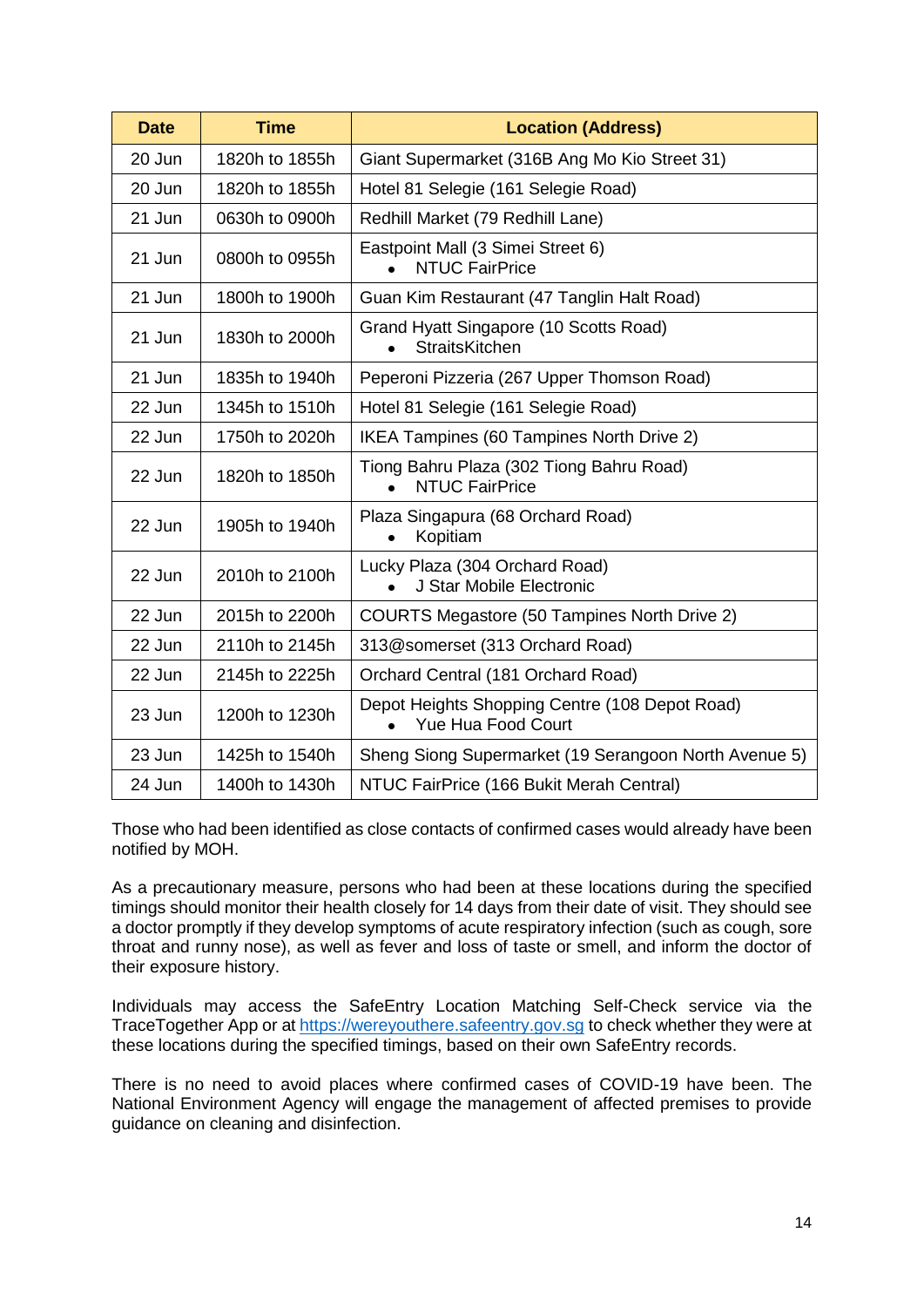| Date | Time | Location (Address) |
|---|---|---|
| 20 Jun | 1820h to 1855h | Giant Supermarket (316B Ang Mo Kio Street 31) |
| 20 Jun | 1820h to 1855h | Hotel 81 Selegie (161 Selegie Road) |
| 21 Jun | 0630h to 0900h | Redhill Market (79 Redhill Lane) |
| 21 Jun | 0800h to 0955h | Eastpoint Mall (3 Simei Street 6)<br>• NTUC FairPrice |
| 21 Jun | 1800h to 1900h | Guan Kim Restaurant (47 Tanglin Halt Road) |
| 21 Jun | 1830h to 2000h | Grand Hyatt Singapore (10 Scotts Road)<br>• StraitsKitchen |
| 21 Jun | 1835h to 1940h | Peperoni Pizzeria (267 Upper Thomson Road) |
| 22 Jun | 1345h to 1510h | Hotel 81 Selegie (161 Selegie Road) |
| 22 Jun | 1750h to 2020h | IKEA Tampines (60 Tampines North Drive 2) |
| 22 Jun | 1820h to 1850h | Tiong Bahru Plaza (302 Tiong Bahru Road)<br>• NTUC FairPrice |
| 22 Jun | 1905h to 1940h | Plaza Singapura (68 Orchard Road)<br>• Kopitiam |
| 22 Jun | 2010h to 2100h | Lucky Plaza (304 Orchard Road)<br>• J Star Mobile Electronic |
| 22 Jun | 2015h to 2200h | COURTS Megastore (50 Tampines North Drive 2) |
| 22 Jun | 2110h to 2145h | 313@somerset (313 Orchard Road) |
| 22 Jun | 2145h to 2225h | Orchard Central (181 Orchard Road) |
| 23 Jun | 1200h to 1230h | Depot Heights Shopping Centre (108 Depot Road)<br>• Yue Hua Food Court |
| 23 Jun | 1425h to 1540h | Sheng Siong Supermarket (19 Serangoon North Avenue 5) |
| 24 Jun | 1400h to 1430h | NTUC FairPrice (166 Bukit Merah Central) |

Those who had been identified as close contacts of confirmed cases would already have been notified by MOH.

As a precautionary measure, persons who had been at these locations during the specified timings should monitor their health closely for 14 days from their date of visit. They should see a doctor promptly if they develop symptoms of acute respiratory infection (such as cough, sore throat and runny nose), as well as fever and loss of taste or smell, and inform the doctor of their exposure history.

Individuals may access the SafeEntry Location Matching Self-Check service via the TraceTogether App or at https://wereyouthere.safeentry.gov.sg to check whether they were at these locations during the specified timings, based on their own SafeEntry records.

There is no need to avoid places where confirmed cases of COVID-19 have been. The National Environment Agency will engage the management of affected premises to provide guidance on cleaning and disinfection.